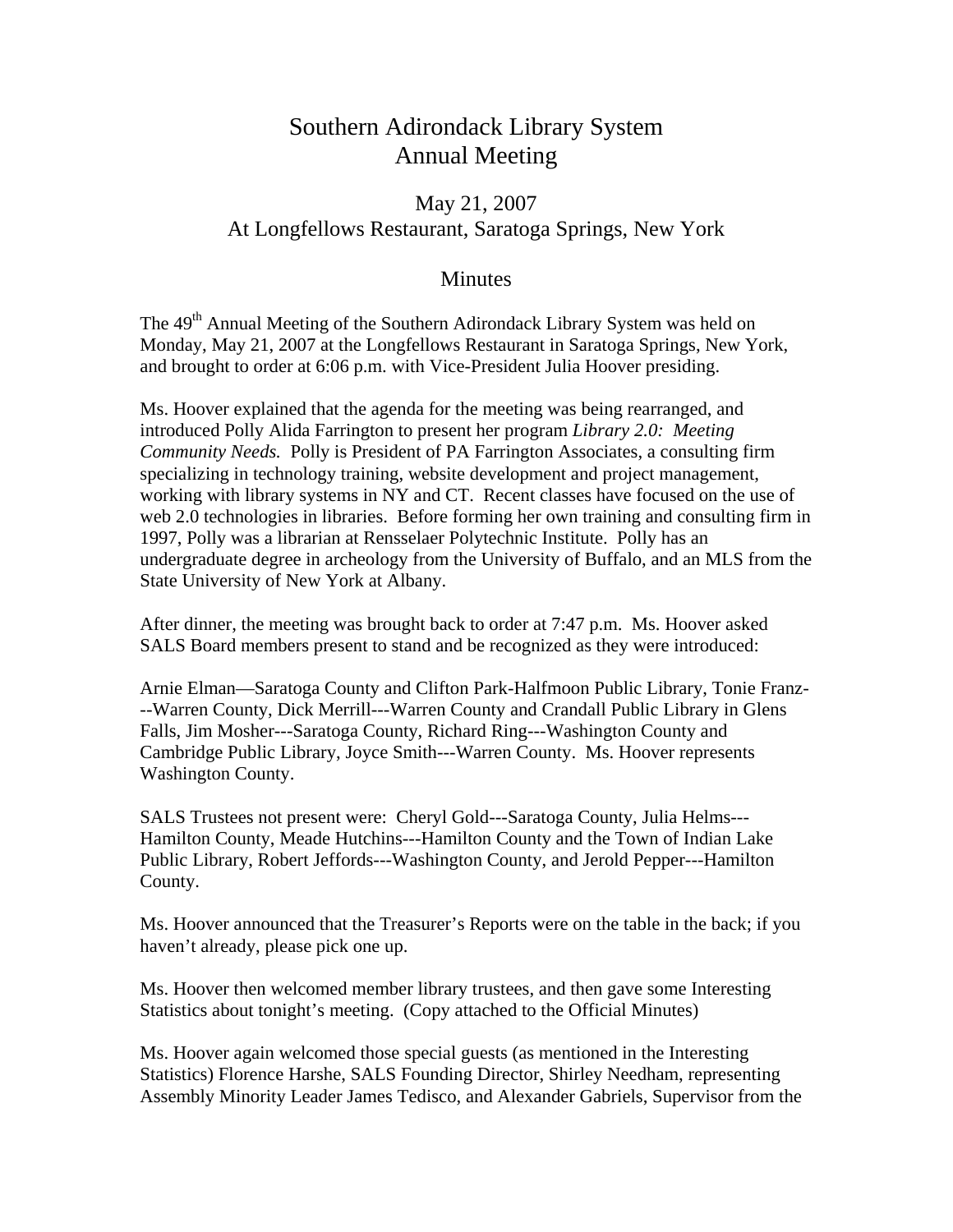# Southern Adirondack Library System
# Annual Meeting

## May 21, 2007
## At Longfellows Restaurant, Saratoga Springs, New York

## Minutes

The 49th Annual Meeting of the Southern Adirondack Library System was held on Monday, May 21, 2007 at the Longfellows Restaurant in Saratoga Springs, New York, and brought to order at 6:06 p.m. with Vice-President Julia Hoover presiding.

Ms. Hoover explained that the agenda for the meeting was being rearranged, and introduced Polly Alida Farrington to present her program *Library 2.0: Meeting Community Needs.* Polly is President of PA Farrington Associates, a consulting firm specializing in technology training, website development and project management, working with library systems in NY and CT. Recent classes have focused on the use of web 2.0 technologies in libraries. Before forming her own training and consulting firm in 1997, Polly was a librarian at Rensselaer Polytechnic Institute. Polly has an undergraduate degree in archeology from the University of Buffalo, and an MLS from the State University of New York at Albany.

After dinner, the meeting was brought back to order at 7:47 p.m. Ms. Hoover asked SALS Board members present to stand and be recognized as they were introduced:

Arnie Elman—Saratoga County and Clifton Park-Halfmoon Public Library, Tonie Franz---Warren County, Dick Merrill---Warren County and Crandall Public Library in Glens Falls, Jim Mosher---Saratoga County, Richard Ring---Washington County and Cambridge Public Library, Joyce Smith---Warren County. Ms. Hoover represents Washington County.

SALS Trustees not present were: Cheryl Gold---Saratoga County, Julia Helms---Hamilton County, Meade Hutchins---Hamilton County and the Town of Indian Lake Public Library, Robert Jeffords---Washington County, and Jerold Pepper---Hamilton County.

Ms. Hoover announced that the Treasurer's Reports were on the table in the back; if you haven't already, please pick one up.

Ms. Hoover then welcomed member library trustees, and then gave some Interesting Statistics about tonight's meeting. (Copy attached to the Official Minutes)

Ms. Hoover again welcomed those special guests (as mentioned in the Interesting Statistics) Florence Harshe, SALS Founding Director, Shirley Needham, representing Assembly Minority Leader James Tedisco, and Alexander Gabriels, Supervisor from the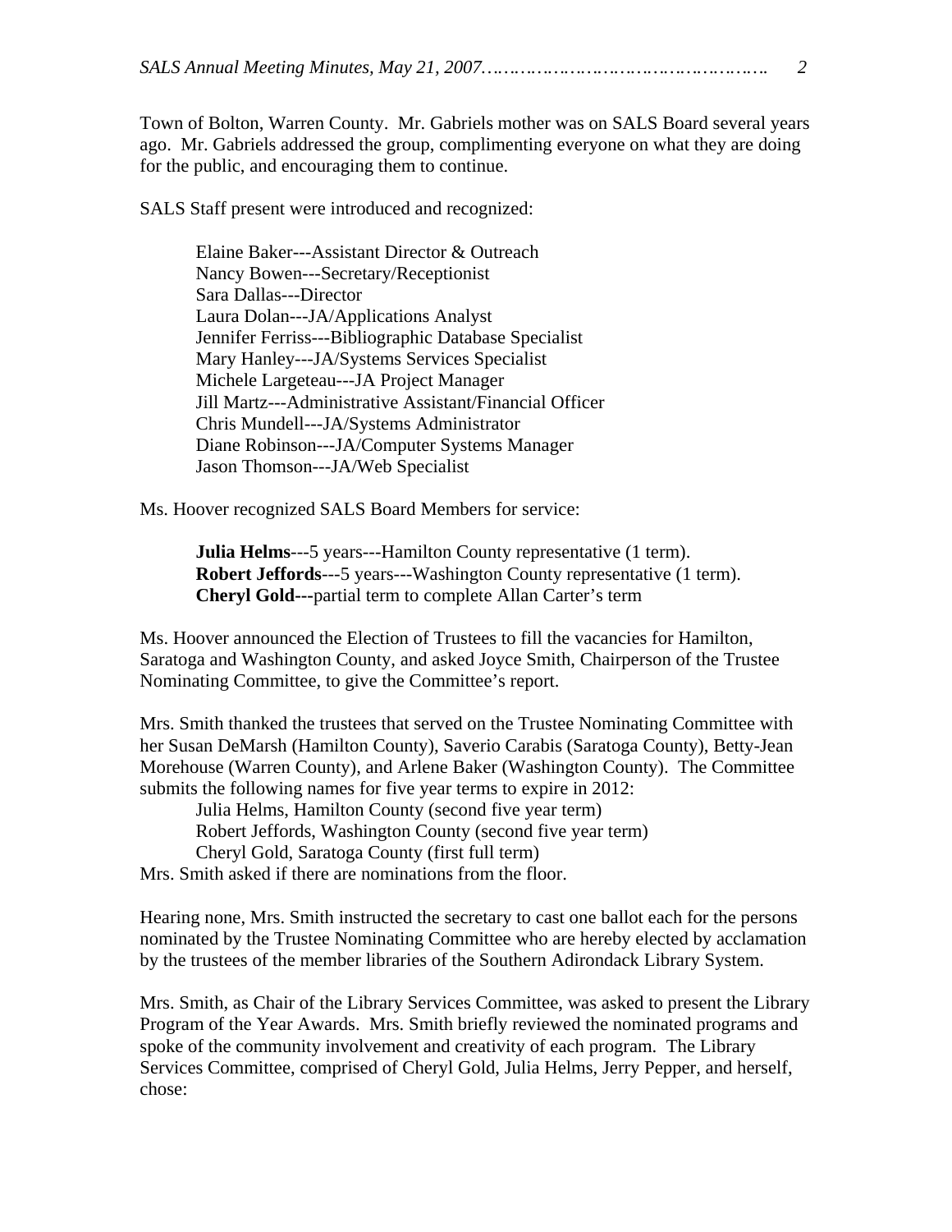Town of Bolton, Warren County. Mr. Gabriels mother was on SALS Board several years ago. Mr. Gabriels addressed the group, complimenting everyone on what they are doing for the public, and encouraging them to continue.

SALS Staff present were introduced and recognized:

Elaine Baker---Assistant Director & Outreach
Nancy Bowen---Secretary/Receptionist
Sara Dallas---Director
Laura Dolan---JA/Applications Analyst
Jennifer Ferriss---Bibliographic Database Specialist
Mary Hanley---JA/Systems Services Specialist
Michele Largeteau---JA Project Manager
Jill Martz---Administrative Assistant/Financial Officer
Chris Mundell---JA/Systems Administrator
Diane Robinson---JA/Computer Systems Manager
Jason Thomson---JA/Web Specialist

Ms. Hoover recognized SALS Board Members for service:

**Julia Helms**---5 years---Hamilton County representative (1 term).
**Robert Jeffords**---5 years---Washington County representative (1 term).
**Cheryl Gold---**partial term to complete Allan Carter's term

Ms. Hoover announced the Election of Trustees to fill the vacancies for Hamilton, Saratoga and Washington County, and asked Joyce Smith, Chairperson of the Trustee Nominating Committee, to give the Committee's report.

Mrs. Smith thanked the trustees that served on the Trustee Nominating Committee with her Susan DeMarsh (Hamilton County), Saverio Carabis (Saratoga County), Betty-Jean Morehouse (Warren County), and Arlene Baker (Washington County). The Committee submits the following names for five year terms to expire in 2012:

Julia Helms, Hamilton County (second five year term)
Robert Jeffords, Washington County (second five year term)
Cheryl Gold, Saratoga County (first full term)

Mrs. Smith asked if there are nominations from the floor.

Hearing none, Mrs. Smith instructed the secretary to cast one ballot each for the persons nominated by the Trustee Nominating Committee who are hereby elected by acclamation by the trustees of the member libraries of the Southern Adirondack Library System.

Mrs. Smith, as Chair of the Library Services Committee, was asked to present the Library Program of the Year Awards. Mrs. Smith briefly reviewed the nominated programs and spoke of the community involvement and creativity of each program. The Library Services Committee, comprised of Cheryl Gold, Julia Helms, Jerry Pepper, and herself, chose: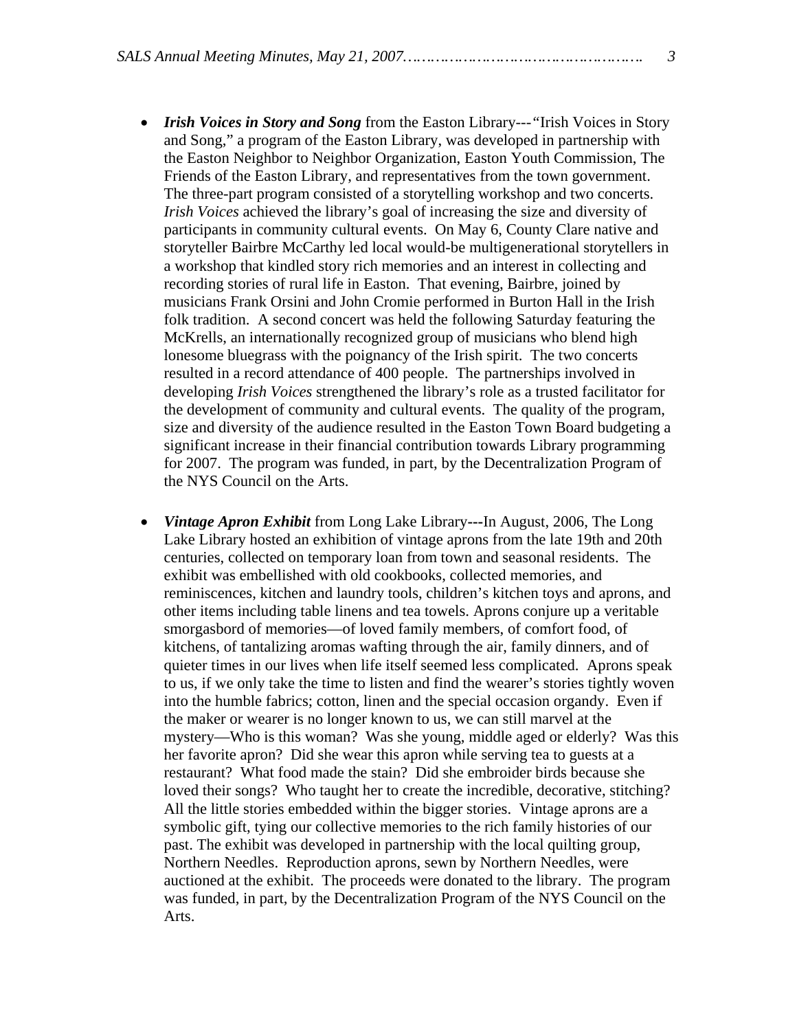- ***Irish Voices in Story and Song*** from the Easton Library---*"Irish Voices in Story* and Song," a program of the Easton Library, was developed in partnership with the Easton Neighbor to Neighbor Organization, Easton Youth Commission, The Friends of the Easton Library, and representatives from the town government. The three-part program consisted of a storytelling workshop and two concerts. *Irish Voices* achieved the library's goal of increasing the size and diversity of participants in community cultural events. On May 6, County Clare native and storyteller Bairbre McCarthy led local would-be multigenerational storytellers in a workshop that kindled story rich memories and an interest in collecting and recording stories of rural life in Easton. That evening, Bairbre, joined by musicians Frank Orsini and John Cromie performed in Burton Hall in the Irish folk tradition. A second concert was held the following Saturday featuring the McKrells, an internationally recognized group of musicians who blend high lonesome bluegrass with the poignancy of the Irish spirit. The two concerts resulted in a record attendance of 400 people. The partnerships involved in developing *Irish Voices* strengthened the library's role as a trusted facilitator for the development of community and cultural events. The quality of the program, size and diversity of the audience resulted in the Easton Town Board budgeting a significant increase in their financial contribution towards Library programming for 2007. The program was funded, in part, by the Decentralization Program of the NYS Council on the Arts.

- ***Vintage Apron Exhibit*** from Long Lake Library**---**In August, 2006, The Long Lake Library hosted an exhibition of vintage aprons from the late 19th and 20th centuries, collected on temporary loan from town and seasonal residents. The exhibit was embellished with old cookbooks, collected memories, and reminiscences, kitchen and laundry tools, children's kitchen toys and aprons, and other items including table linens and tea towels. Aprons conjure up a veritable smorgasbord of memories—of loved family members, of comfort food, of kitchens, of tantalizing aromas wafting through the air, family dinners, and of quieter times in our lives when life itself seemed less complicated. Aprons speak to us, if we only take the time to listen and find the wearer's stories tightly woven into the humble fabrics; cotton, linen and the special occasion organdy. Even if the maker or wearer is no longer known to us, we can still marvel at the mystery—Who is this woman? Was she young, middle aged or elderly? Was this her favorite apron? Did she wear this apron while serving tea to guests at a restaurant? What food made the stain? Did she embroider birds because she loved their songs? Who taught her to create the incredible, decorative, stitching? All the little stories embedded within the bigger stories. Vintage aprons are a symbolic gift, tying our collective memories to the rich family histories of our past. The exhibit was developed in partnership with the local quilting group, Northern Needles. Reproduction aprons, sewn by Northern Needles, were auctioned at the exhibit. The proceeds were donated to the library. The program was funded, in part, by the Decentralization Program of the NYS Council on the Arts.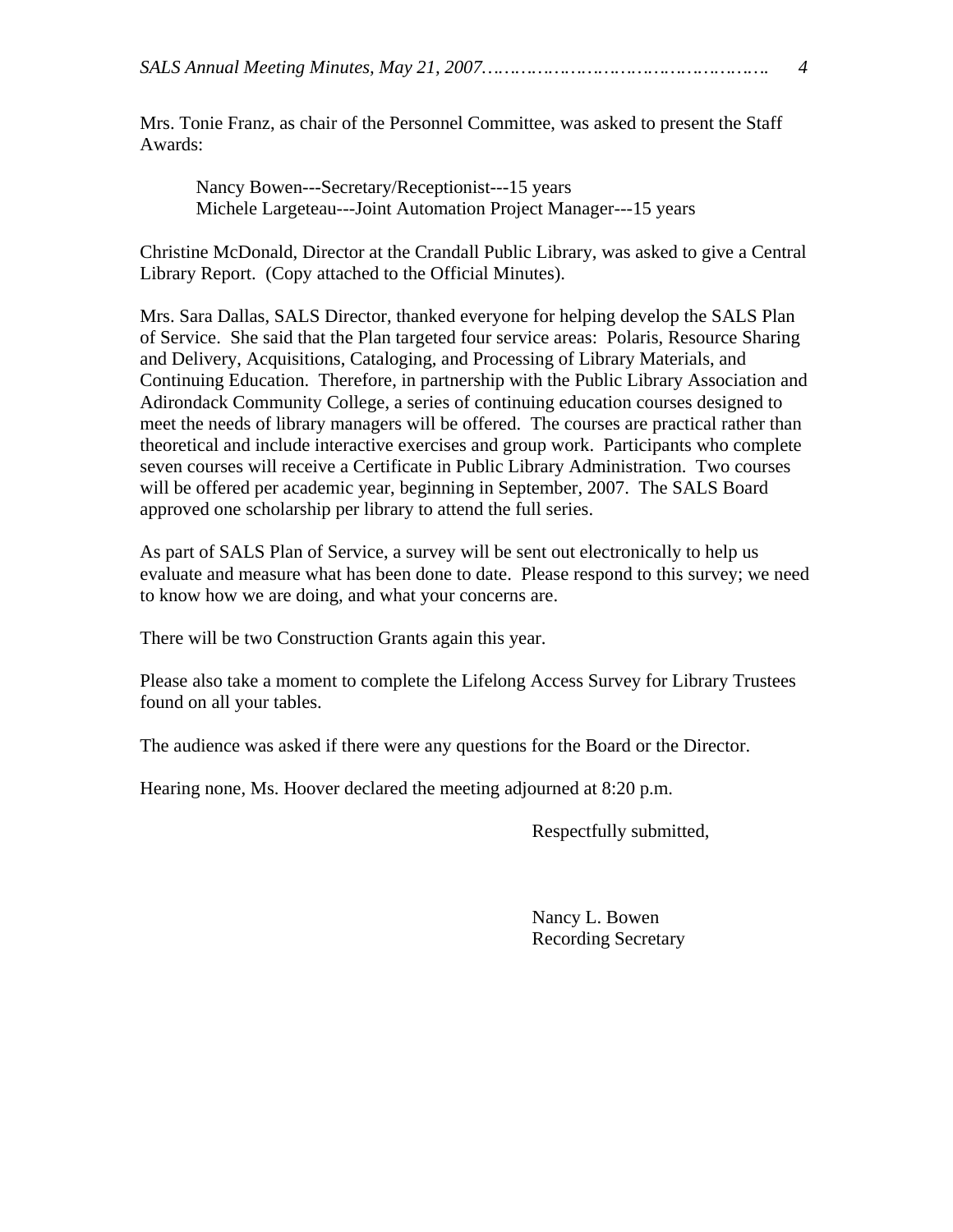Mrs. Tonie Franz, as chair of the Personnel Committee, was asked to present the Staff Awards:

> Nancy Bowen---Secretary/Receptionist---15 years
> Michele Largeteau---Joint Automation Project Manager---15 years

Christine McDonald, Director at the Crandall Public Library, was asked to give a Central Library Report. (Copy attached to the Official Minutes).

Mrs. Sara Dallas, SALS Director, thanked everyone for helping develop the SALS Plan of Service. She said that the Plan targeted four service areas: Polaris, Resource Sharing and Delivery, Acquisitions, Cataloging, and Processing of Library Materials, and Continuing Education. Therefore, in partnership with the Public Library Association and Adirondack Community College, a series of continuing education courses designed to meet the needs of library managers will be offered. The courses are practical rather than theoretical and include interactive exercises and group work. Participants who complete seven courses will receive a Certificate in Public Library Administration. Two courses will be offered per academic year, beginning in September, 2007. The SALS Board approved one scholarship per library to attend the full series.

As part of SALS Plan of Service, a survey will be sent out electronically to help us evaluate and measure what has been done to date. Please respond to this survey; we need to know how we are doing, and what your concerns are.

There will be two Construction Grants again this year.

Please also take a moment to complete the Lifelong Access Survey for Library Trustees found on all your tables.

The audience was asked if there were any questions for the Board or the Director.

Hearing none, Ms. Hoover declared the meeting adjourned at 8:20 p.m.

Respectfully submitted,

Nancy L. Bowen
Recording Secretary